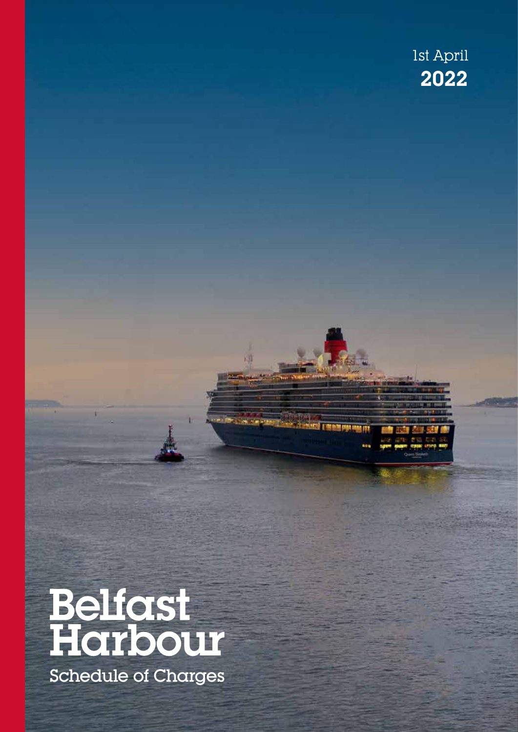1st April
**2022**

# Belfast Harbour

Schedule of Charges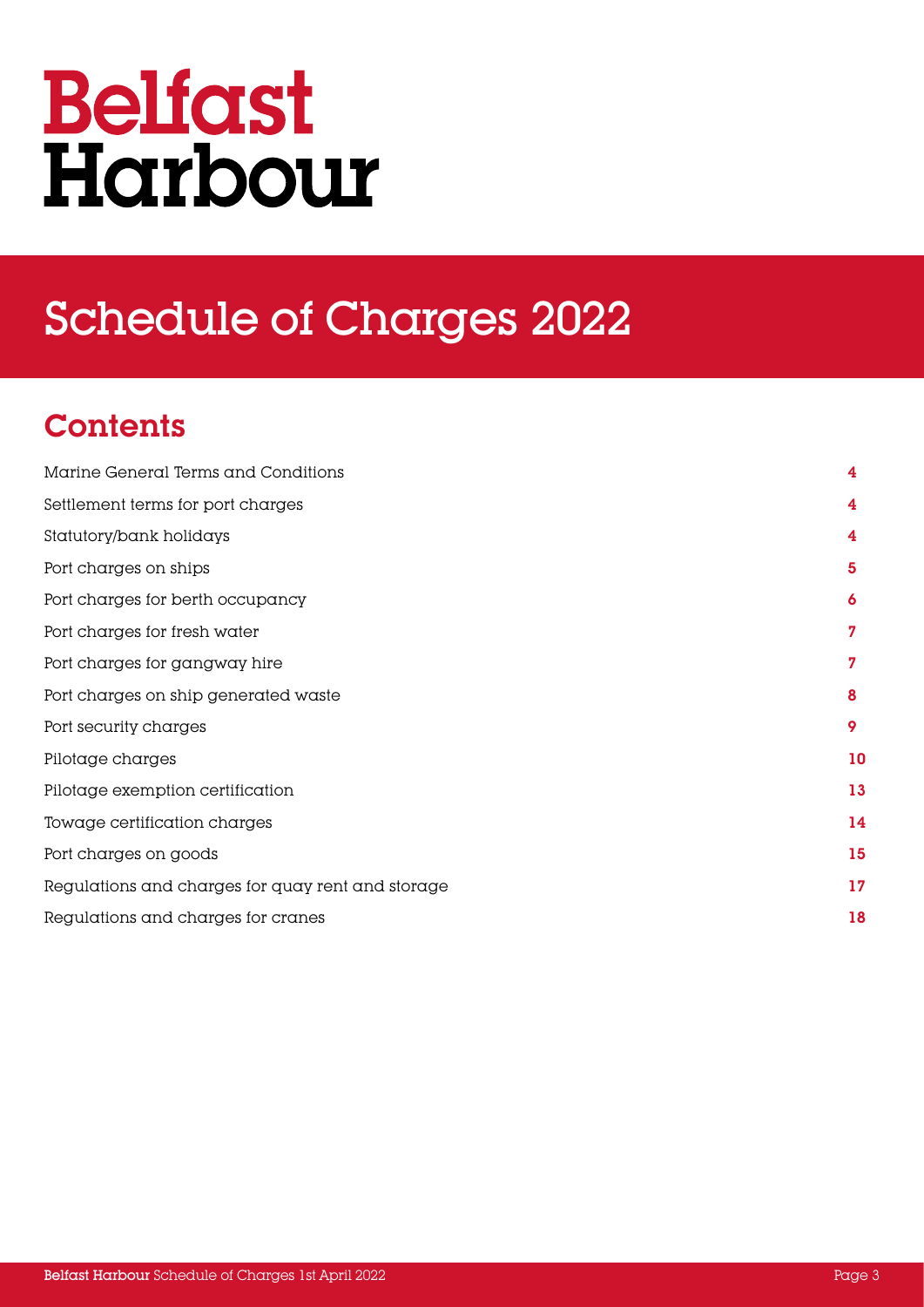# Belfast Harbour

# Schedule of Charges 2022

## Contents

| | |
|---|---|
| Marine General Terms and Conditions | 4 |
| Settlement terms for port charges | 4 |
| Statutory/bank holidays | 4 |
| Port charges on ships | 5 |
| Port charges for berth occupancy | 6 |
| Port charges for fresh water | 7 |
| Port charges for gangway hire | 7 |
| Port charges on ship generated waste | 8 |
| Port security charges | 9 |
| Pilotage charges | 10 |
| Pilotage exemption certification | 13 |
| Towage certification charges | 14 |
| Port charges on goods | 15 |
| Regulations and charges for quay rent and storage | 17 |
| Regulations and charges for cranes | 18 |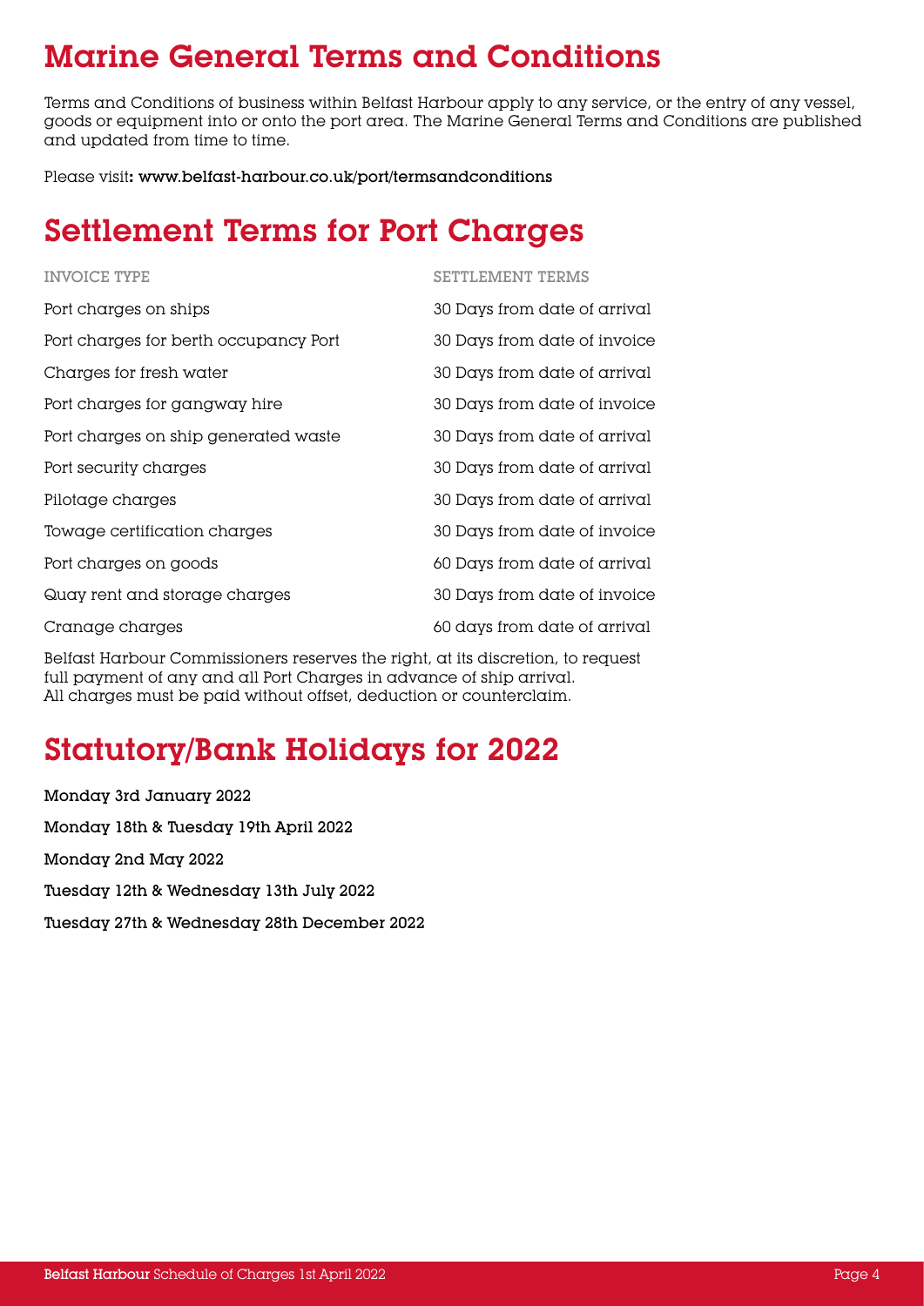## Marine General Terms and Conditions

Terms and Conditions of business within Belfast Harbour apply to any service, or the entry of any vessel, goods or equipment into or onto the port area. The Marine General Terms and Conditions are published and updated from time to time.

Please visit: **www.belfast-harbour.co.uk/port/termsandconditions**

## Settlement Terms for Port Charges

| INVOICE TYPE | SETTLEMENT TERMS |
|---|---|
| Port charges on ships | 30 Days from date of arrival |
| Port charges for berth occupancy Port | 30 Days from date of invoice |
| Charges for fresh water | 30 Days from date of arrival |
| Port charges for gangway hire | 30 Days from date of invoice |
| Port charges on ship generated waste | 30 Days from date of arrival |
| Port security charges | 30 Days from date of arrival |
| Pilotage charges | 30 Days from date of arrival |
| Towage certification charges | 30 Days from date of invoice |
| Port charges on goods | 60 Days from date of arrival |
| Quay rent and storage charges | 30 Days from date of invoice |
| Cranage charges | 60 days from date of arrival |

Belfast Harbour Commissioners reserves the right, at its discretion, to request full payment of any and all Port Charges in advance of ship arrival. All charges must be paid without offset, deduction or counterclaim.

## Statutory/Bank Holidays for 2022

**Monday 3rd January 2022**

**Monday 18th & Tuesday 19th April 2022**

**Monday 2nd May 2022**

**Tuesday 12th & Wednesday 13th July 2022**

**Tuesday 27th & Wednesday 28th December 2022**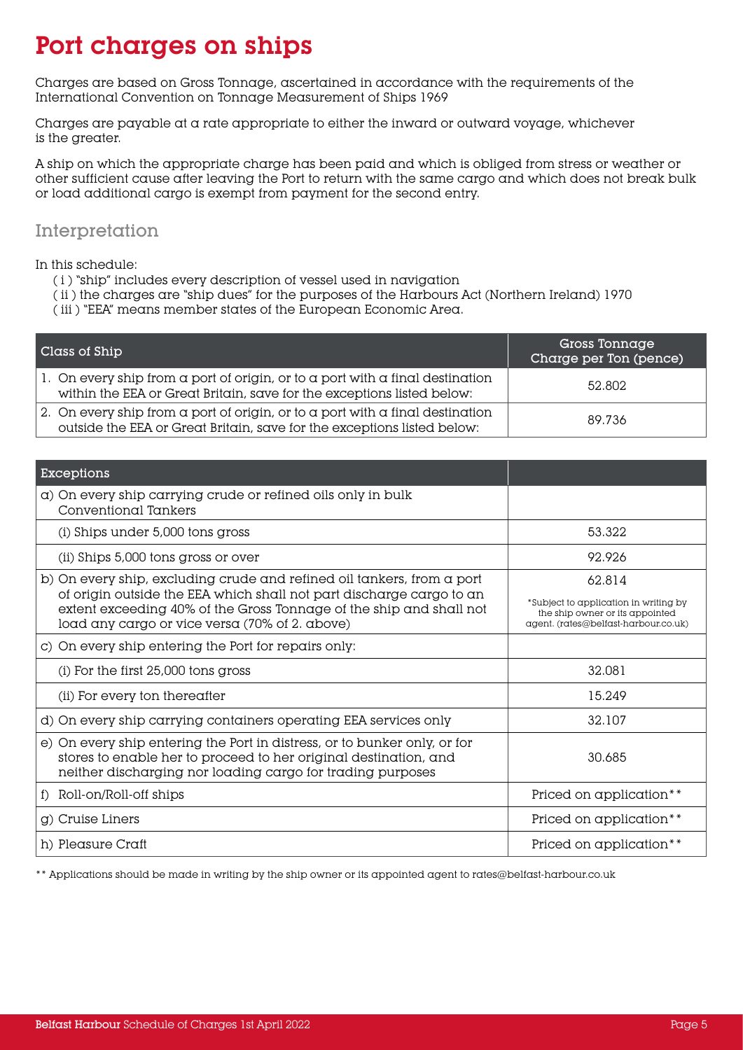# Port charges on ships

Charges are based on Gross Tonnage, ascertained in accordance with the requirements of the International Convention on Tonnage Measurement of Ships 1969

Charges are payable at a rate appropriate to either the inward or outward voyage, whichever is the greater.

A ship on which the appropriate charge has been paid and which is obliged from stress or weather or other sufficient cause after leaving the Port to return with the same cargo and which does not break bulk or load additional cargo is exempt from payment for the second entry.

## Interpretation

In this schedule:

( i ) "ship" includes every description of vessel used in navigation
( ii ) the charges are "ship dues" for the purposes of the Harbours Act (Northern Ireland) 1970
( iii ) "EEA" means member states of the European Economic Area.

| Class of Ship | Gross Tonnage Charge per Ton (pence) |
|---|---|
| 1. On every ship from a port of origin, or to a port with a final destination within the EEA or Great Britain, save for the exceptions listed below: | 52.802 |
| 2. On every ship from a port of origin, or to a port with a final destination outside the EEA or Great Britain, save for the exceptions listed below: | 89.736 |

| Exceptions | |
|---|---|
| a) On every ship carrying crude or refined oils only in bulk Conventional Tankers | |
| (i) Ships under 5,000 tons gross | 53.322 |
| (ii) Ships 5,000 tons gross or over | 92.926 |
| b) On every ship, excluding crude and refined oil tankers, from a port of origin outside the EEA which shall not part discharge cargo to an extent exceeding 40% of the Gross Tonnage of the ship and shall not load any cargo or vice versa (70% of 2. above) | 62.814 *Subject to application in writing by the ship owner or its appointed agent. (rates@belfast-harbour.co.uk) |
| c) On every ship entering the Port for repairs only: | |
| (i) For the first 25,000 tons gross | 32.081 |
| (ii) For every ton thereafter | 15.249 |
| d) On every ship carrying containers operating EEA services only | 32.107 |
| e) On every ship entering the Port in distress, or to bunker only, or for stores to enable her to proceed to her original destination, and neither discharging nor loading cargo for trading purposes | 30.685 |
| f) Roll-on/Roll-off ships | Priced on application** |
| g) Cruise Liners | Priced on application** |
| h) Pleasure Craft | Priced on application** |

** Applications should be made in writing by the ship owner or its appointed agent to rates@belfast-harbour.co.uk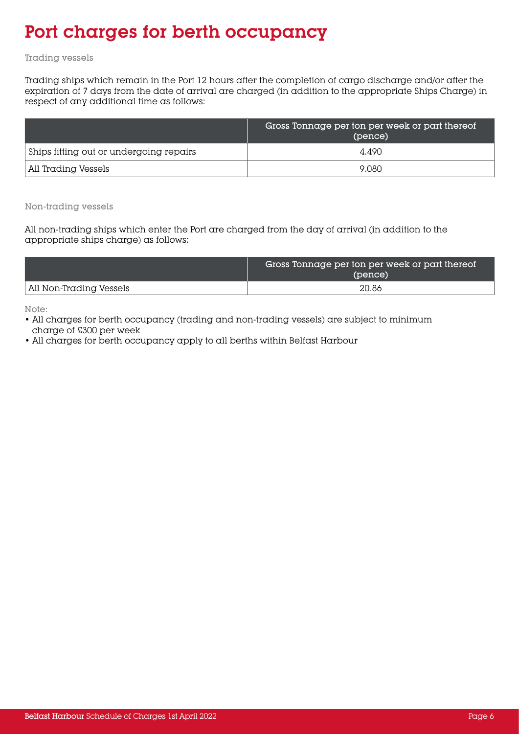# Port charges for berth occupancy

Trading vessels

Trading ships which remain in the Port 12 hours after the completion of cargo discharge and/or after the expiration of 7 days from the date of arrival are charged (in addition to the appropriate Ships Charge) in respect of any additional time as follows:

| | Gross Tonnage per ton per week or part thereof (pence) |
|---|---|
| Ships fitting out or undergoing repairs | 4.490 |
| All Trading Vessels | 9.080 |

Non-trading vessels

All non-trading ships which enter the Port are charged from the day of arrival (in addition to the appropriate ships charge) as follows:

| | Gross Tonnage per ton per week or part thereof (pence) |
|---|---|
| All Non-Trading Vessels | 20.86 |

Note:

- All charges for berth occupancy (trading and non-trading vessels) are subject to minimum charge of £300 per week
- All charges for berth occupancy apply to all berths within Belfast Harbour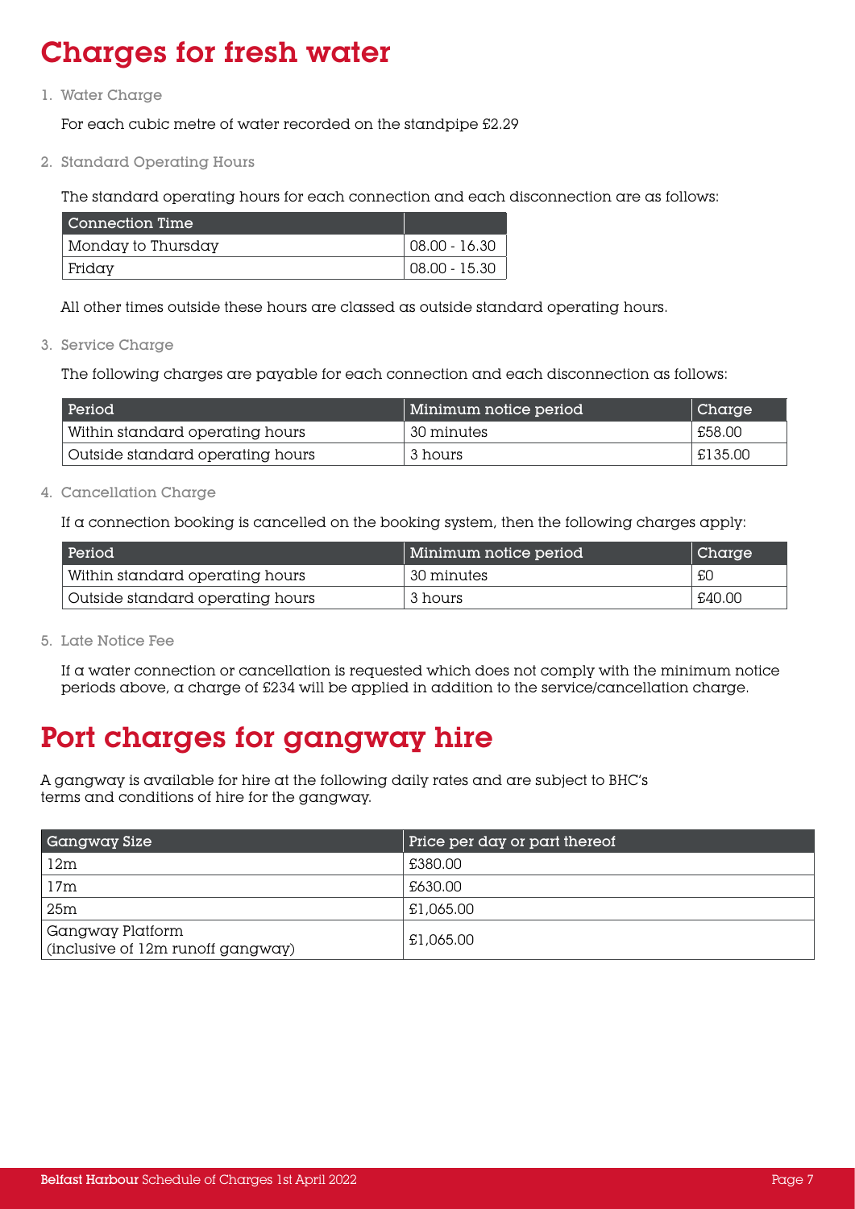# Charges for fresh water

1. Water Charge

   For each cubic metre of water recorded on the standpipe £2.29

2. Standard Operating Hours

   The standard operating hours for each connection and each disconnection are as follows:

| Connection Time | |
|---|---|
| Monday to Thursday | 08.00 - 16.30 |
| Friday | 08.00 - 15.30 |

   All other times outside these hours are classed as outside standard operating hours.

3. Service Charge

   The following charges are payable for each connection and each disconnection as follows:

| Period | Minimum notice period | Charge |
|---|---|---|
| Within standard operating hours | 30 minutes | £58.00 |
| Outside standard operating hours | 3 hours | £135.00 |

4. Cancellation Charge

   If a connection booking is cancelled on the booking system, then the following charges apply:

| Period | Minimum notice period | Charge |
|---|---|---|
| Within standard operating hours | 30 minutes | £0 |
| Outside standard operating hours | 3 hours | £40.00 |

5. Late Notice Fee

   If a water connection or cancellation is requested which does not comply with the minimum notice periods above, a charge of £234 will be applied in addition to the service/cancellation charge.

# Port charges for gangway hire

A gangway is available for hire at the following daily rates and are subject to BHC's terms and conditions of hire for the gangway.

| Gangway Size | Price per day or part thereof |
|---|---|
| 12m | £380.00 |
| 17m | £630.00 |
| 25m | £1,065.00 |
| Gangway Platform (inclusive of 12m runoff gangway) | £1,065.00 |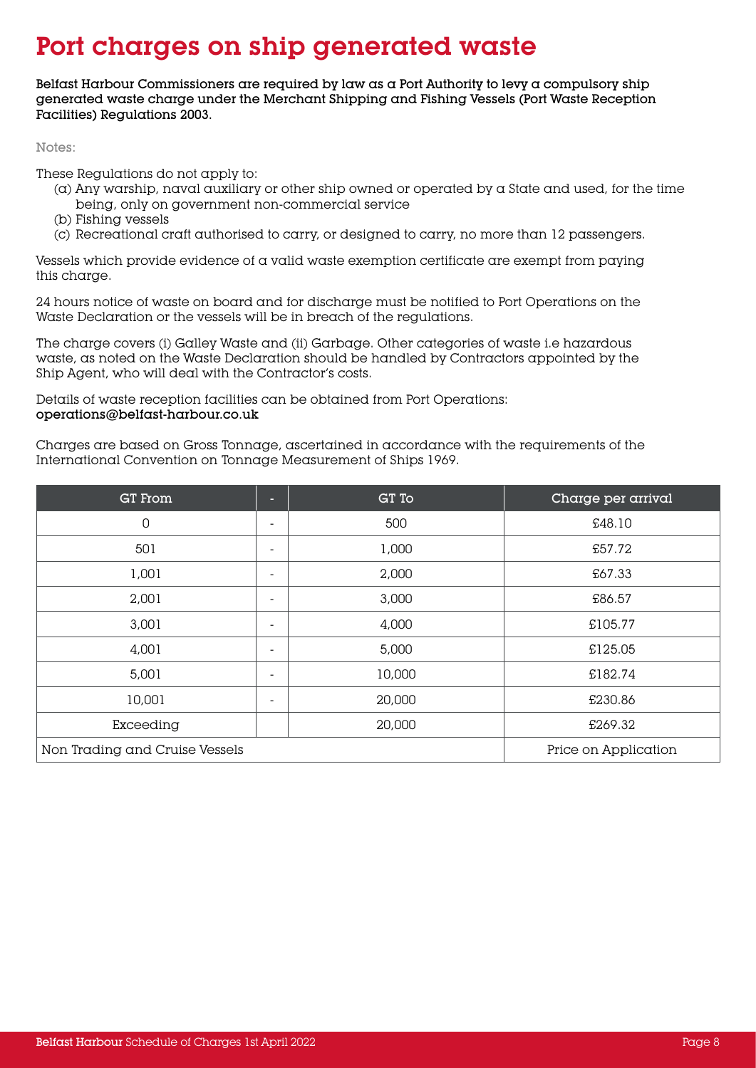# Port charges on ship generated waste

**Belfast Harbour Commissioners are required by law as a Port Authority to levy a compulsory ship generated waste charge under the Merchant Shipping and Fishing Vessels (Port Waste Reception Facilities) Regulations 2003.**

Notes:

These Regulations do not apply to:

(a) Any warship, naval auxiliary or other ship owned or operated by a State and used, for the time being, only on government non-commercial service
(b) Fishing vessels
(c) Recreational craft authorised to carry, or designed to carry, no more than 12 passengers.

Vessels which provide evidence of a valid waste exemption certificate are exempt from paying this charge.

24 hours notice of waste on board and for discharge must be notified to Port Operations on the Waste Declaration or the vessels will be in breach of the regulations.

The charge covers (i) Galley Waste and (ii) Garbage. Other categories of waste i.e hazardous waste, as noted on the Waste Declaration should be handled by Contractors appointed by the Ship Agent, who will deal with the Contractor's costs.

Details of waste reception facilities can be obtained from Port Operations:
**operations@belfast-harbour.co.uk**

Charges are based on Gross Tonnage, ascertained in accordance with the requirements of the International Convention on Tonnage Measurement of Ships 1969.

| GT From | - | GT To | Charge per arrival |
|---|---|---|---|
| 0 | - | 500 | £48.10 |
| 501 | - | 1,000 | £57.72 |
| 1,001 | - | 2,000 | £67.33 |
| 2,001 | - | 3,000 | £86.57 |
| 3,001 | - | 4,000 | £105.77 |
| 4,001 | - | 5,000 | £125.05 |
| 5,001 | - | 10,000 | £182.74 |
| 10,001 | - | 20,000 | £230.86 |
| Exceeding | | 20,000 | £269.32 |
| Non Trading and Cruise Vessels | | | Price on Application |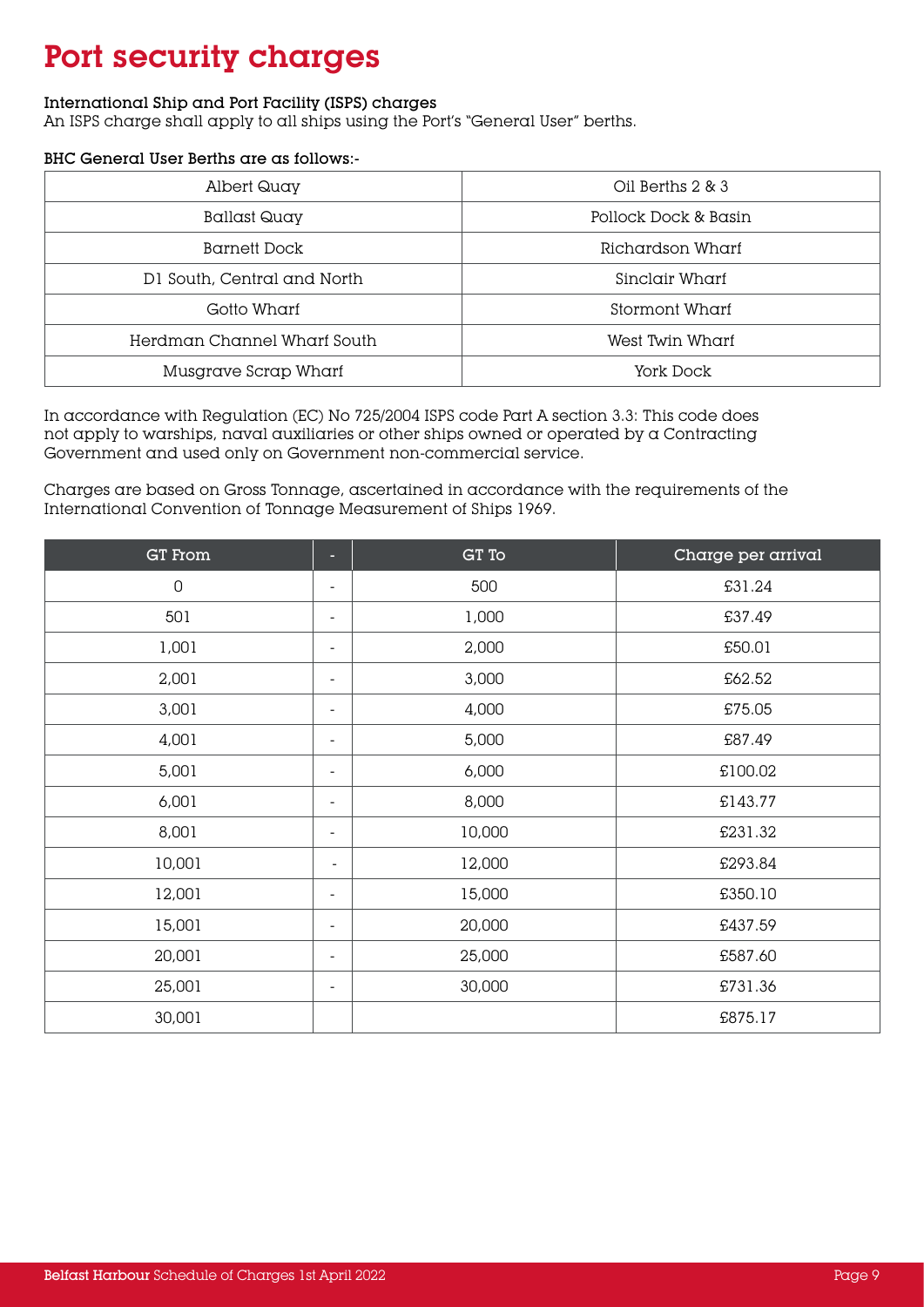# Port security charges

**International Ship and Port Facility (ISPS) charges**

An ISPS charge shall apply to all ships using the Port's "General User" berths.

**BHC General User Berths are as follows:-**

| | |
|---|---|
| Albert Quay | Oil Berths 2 & 3 |
| Ballast Quay | Pollock Dock & Basin |
| Barnett Dock | Richardson Wharf |
| D1 South, Central and North | Sinclair Wharf |
| Gotto Wharf | Stormont Wharf |
| Herdman Channel Wharf South | West Twin Wharf |
| Musgrave Scrap Wharf | York Dock |

In accordance with Regulation (EC) No 725/2004 ISPS code Part A section 3.3: This code does not apply to warships, naval auxiliaries or other ships owned or operated by a Contracting Government and used only on Government non-commercial service.

Charges are based on Gross Tonnage, ascertained in accordance with the requirements of the International Convention of Tonnage Measurement of Ships 1969.

| GT From | - | GT To | Charge per arrival |
|---|---|---|---|
| 0 | - | 500 | £31.24 |
| 501 | - | 1,000 | £37.49 |
| 1,001 | - | 2,000 | £50.01 |
| 2,001 | - | 3,000 | £62.52 |
| 3,001 | - | 4,000 | £75.05 |
| 4,001 | - | 5,000 | £87.49 |
| 5,001 | - | 6,000 | £100.02 |
| 6,001 | - | 8,000 | £143.77 |
| 8,001 | - | 10,000 | £231.32 |
| 10,001 | - | 12,000 | £293.84 |
| 12,001 | - | 15,000 | £350.10 |
| 15,001 | - | 20,000 | £437.59 |
| 20,001 | - | 25,000 | £587.60 |
| 25,001 | - | 30,000 | £731.36 |
| 30,001 | | | £875.17 |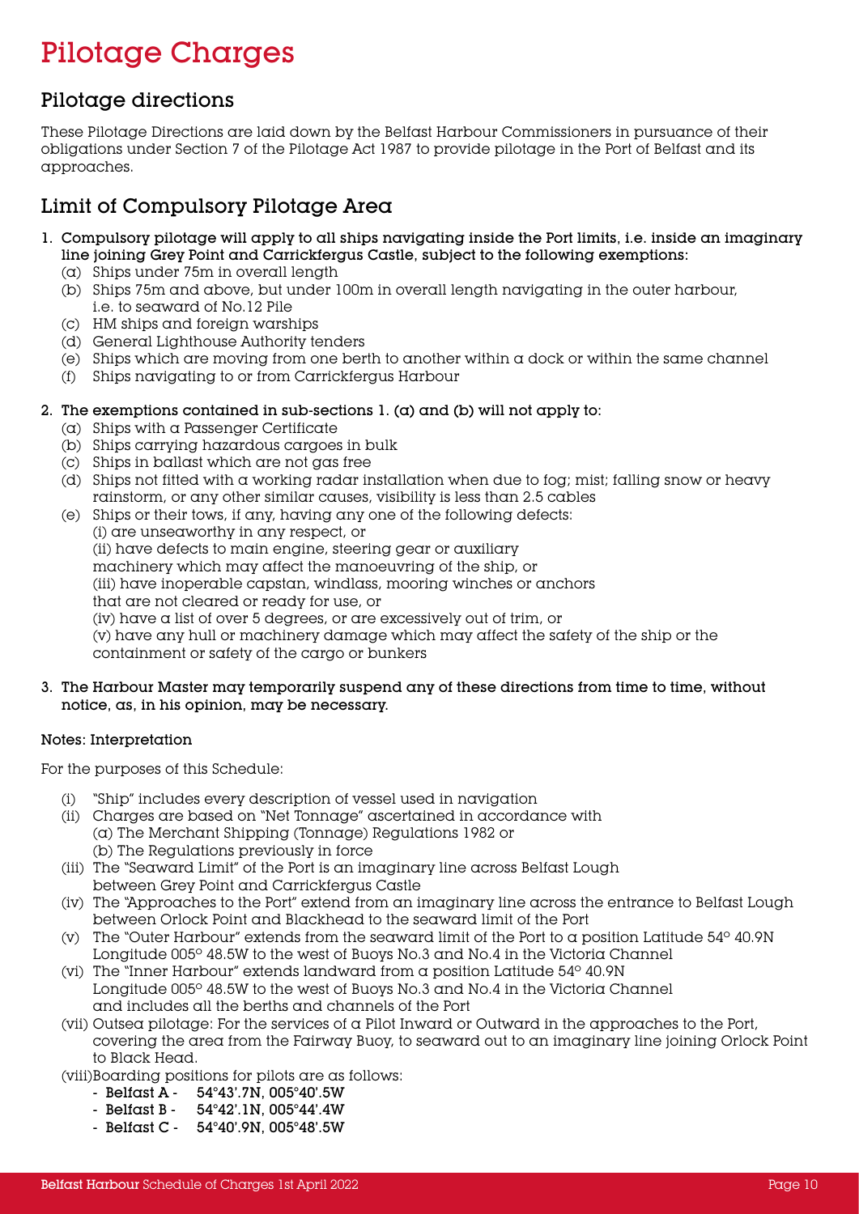# Pilotage Charges

## Pilotage directions

These Pilotage Directions are laid down by the Belfast Harbour Commissioners in pursuance of their obligations under Section 7 of the Pilotage Act 1987 to provide pilotage in the Port of Belfast and its approaches.

## Limit of Compulsory Pilotage Area

1. **Compulsory pilotage will apply to all ships navigating inside the Port limits, i.e. inside an imaginary line joining Grey Point and Carrickfergus Castle, subject to the following exemptions:**
   (a) Ships under 75m in overall length
   (b) Ships 75m and above, but under 100m in overall length navigating in the outer harbour, i.e. to seaward of No.12 Pile
   (c) HM ships and foreign warships
   (d) General Lighthouse Authority tenders
   (e) Ships which are moving from one berth to another within a dock or within the same channel
   (f) Ships navigating to or from Carrickfergus Harbour

2. **The exemptions contained in sub-sections 1. (a) and (b) will not apply to:**
   (a) Ships with a Passenger Certificate
   (b) Ships carrying hazardous cargoes in bulk
   (c) Ships in ballast which are not gas free
   (d) Ships not fitted with a working radar installation when due to fog; mist; falling snow or heavy rainstorm, or any other similar causes, visibility is less than 2.5 cables
   (e) Ships or their tows, if any, having any one of the following defects:
   (i) are unseaworthy in any respect, or
   (ii) have defects to main engine, steering gear or auxiliary machinery which may affect the manoeuvring of the ship, or
   (iii) have inoperable capstan, windlass, mooring winches or anchors that are not cleared or ready for use, or
   (iv) have a list of over 5 degrees, or are excessively out of trim, or
   (v) have any hull or machinery damage which may affect the safety of the ship or the containment or safety of the cargo or bunkers

3. **The Harbour Master may temporarily suspend any of these directions from time to time, without notice, as, in his opinion, may be necessary.**

**Notes: Interpretation**

For the purposes of this Schedule:

(i) "Ship" includes every description of vessel used in navigation
(ii) Charges are based on "Net Tonnage" ascertained in accordance with
(a) The Merchant Shipping (Tonnage) Regulations 1982 or
(b) The Regulations previously in force
(iii) The "Seaward Limit" of the Port is an imaginary line across Belfast Lough between Grey Point and Carrickfergus Castle
(iv) The "Approaches to the Port" extend from an imaginary line across the entrance to Belfast Lough between Orlock Point and Blackhead to the seaward limit of the Port
(v) The "Outer Harbour" extends from the seaward limit of the Port to a position Latitude 54° 40.9N Longitude 005° 48.5W to the west of Buoys No.3 and No.4 in the Victoria Channel
(vi) The "Inner Harbour" extends landward from a position Latitude 54° 40.9N Longitude 005° 48.5W to the west of Buoys No.3 and No.4 in the Victoria Channel and includes all the berths and channels of the Port
(vii) Outsea pilotage: For the services of a Pilot Inward or Outward in the approaches to the Port, covering the area from the Fairway Buoy, to seaward out to an imaginary line joining Orlock Point to Black Head.
(viii) Boarding positions for pilots are as follows:
- **Belfast A - 54°43'.7N, 005°40'.5W**
- **Belfast B - 54°42'.1N, 005°44'.4W**
- **Belfast C - 54°40'.9N, 005°48'.5W**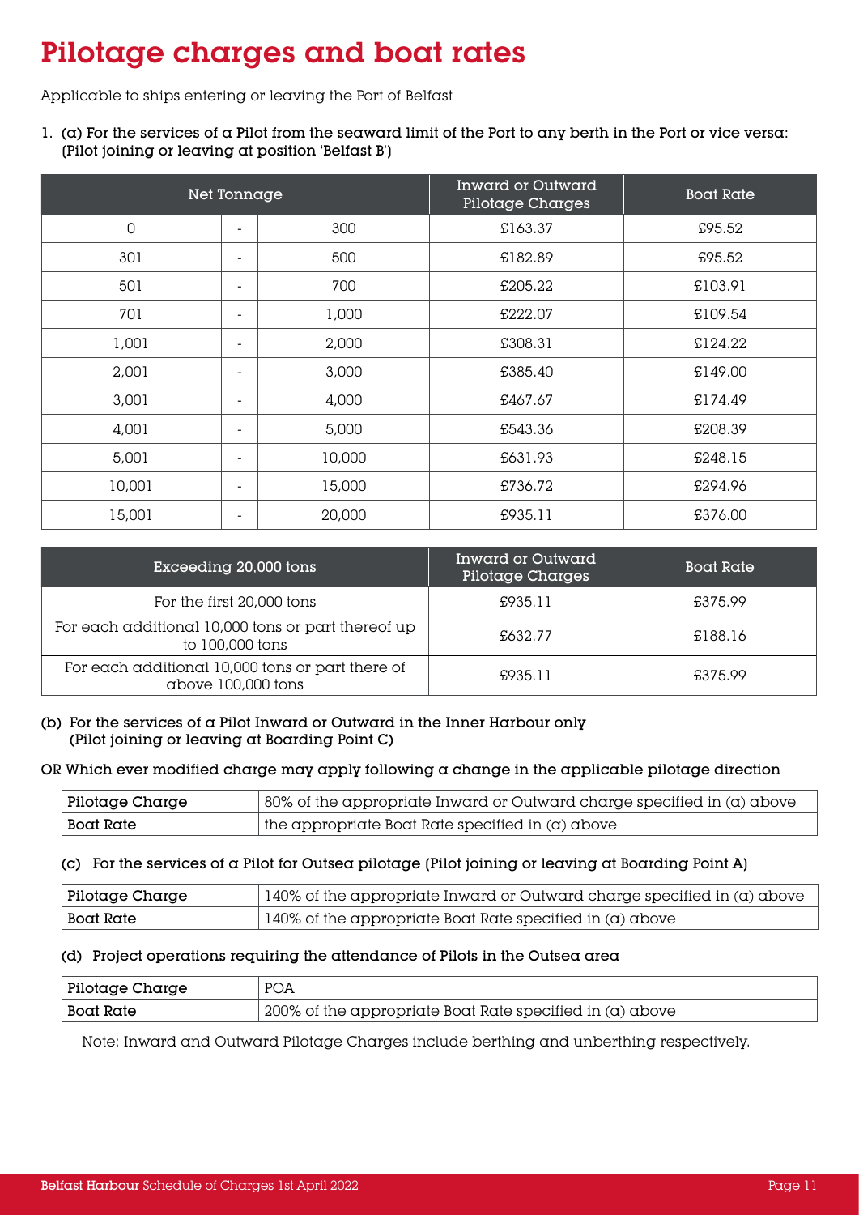# Pilotage charges and boat rates

Applicable to ships entering or leaving the Port of Belfast

1. (a) For the services of a Pilot from the seaward limit of the Port to any berth in the Port or vice versa: (Pilot joining or leaving at position 'Belfast B')

| Net Tonnage | | | Inward or Outward Pilotage Charges | Boat Rate |
|---|---|---|---|---|
| 0 | - | 300 | £163.37 | £95.52 |
| 301 | - | 500 | £182.89 | £95.52 |
| 501 | - | 700 | £205.22 | £103.91 |
| 701 | - | 1,000 | £222.07 | £109.54 |
| 1,001 | - | 2,000 | £308.31 | £124.22 |
| 2,001 | - | 3,000 | £385.40 | £149.00 |
| 3,001 | - | 4,000 | £467.67 | £174.49 |
| 4,001 | - | 5,000 | £543.36 | £208.39 |
| 5,001 | - | 10,000 | £631.93 | £248.15 |
| 10,001 | - | 15,000 | £736.72 | £294.96 |
| 15,001 | - | 20,000 | £935.11 | £376.00 |

| Exceeding 20,000 tons | Inward or Outward Pilotage Charges | Boat Rate |
|---|---|---|
| For the first 20,000 tons | £935.11 | £375.99 |
| For each additional 10,000 tons or part thereof up to 100,000 tons | £632.77 | £188.16 |
| For each additional 10,000 tons or part there of above 100,000 tons | £935.11 | £375.99 |

(b) For the services of a Pilot Inward or Outward in the Inner Harbour only (Pilot joining or leaving at Boarding Point C)

OR Which ever modified charge may apply following a change in the applicable pilotage direction

| Pilotage Charge | 80% of the appropriate Inward or Outward charge specified in (a) above |
|---|---|
| Boat Rate | the appropriate Boat Rate specified in (a) above |

(c) For the services of a Pilot for Outsea pilotage (Pilot joining or leaving at Boarding Point A)

| Pilotage Charge | 140% of the appropriate Inward or Outward charge specified in (a) above |
|---|---|
| Boat Rate | 140% of the appropriate Boat Rate specified in (a) above |

(d) Project operations requiring the attendance of Pilots in the Outsea area

| Pilotage Charge | POA |
|---|---|
| Boat Rate | 200% of the appropriate Boat Rate specified in (a) above |

Note: Inward and Outward Pilotage Charges include berthing and unberthing respectively.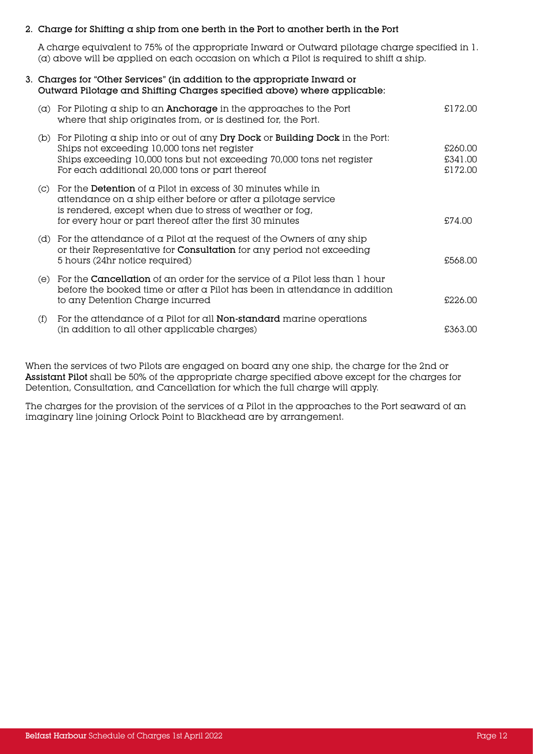### 2. Charge for Shifting a ship from one berth in the Port to another berth in the Port

A charge equivalent to 75% of the appropriate Inward or Outward pilotage charge specified in 1. (a) above will be applied on each occasion on which a Pilot is required to shift a ship.

### 3. Charges for "Other Services" (in addition to the appropriate Inward or Outward Pilotage and Shifting Charges specified above) where applicable:

| | | |
|---|---|---|
| (a) | For Piloting a ship to an **Anchorage** in the approaches to the Port where that ship originates from, or is destined for, the Port. | £172.00 |
| (b) | For Piloting a ship into or out of any **Dry Dock** or **Building Dock** in the Port: | |
| | Ships not exceeding 10,000 tons net register | £260.00 |
| | Ships exceeding 10,000 tons but not exceeding 70,000 tons net register | £341.00 |
| | For each additional 20,000 tons or part thereof | £172.00 |
| (c) | For the **Detention** of a Pilot in excess of 30 minutes while in attendance on a ship either before or after a pilotage service is rendered, except when due to stress of weather or fog, for every hour or part thereof after the first 30 minutes | £74.00 |
| (d) | For the attendance of a Pilot at the request of the Owners of any ship or their Representative for **Consultation** for any period not exceeding 5 hours (24hr notice required) | £568.00 |
| (e) | For the **Cancellation** of an order for the service of a Pilot less than 1 hour before the booked time or after a Pilot has been in attendance in addition to any Detention Charge incurred | £226.00 |
| (f) | For the attendance of a Pilot for all **Non-standard** marine operations (in addition to all other applicable charges) | £363.00 |

When the services of two Pilots are engaged on board any one ship, the charge for the 2nd or **Assistant Pilot** shall be 50% of the appropriate charge specified above except for the charges for Detention, Consultation, and Cancellation for which the full charge will apply.

The charges for the provision of the services of a Pilot in the approaches to the Port seaward of an imaginary line joining Orlock Point to Blackhead are by arrangement.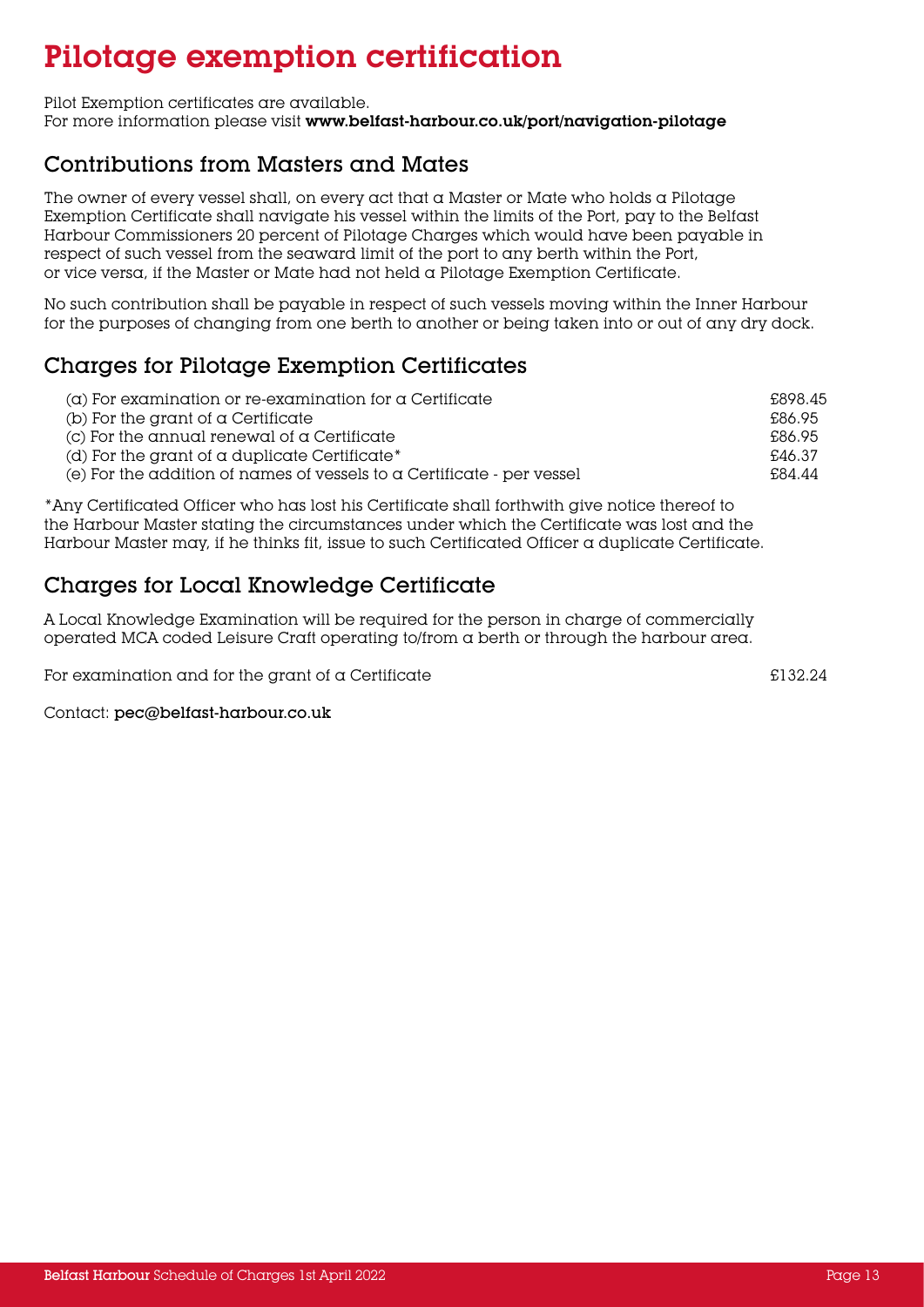# Pilotage exemption certification

Pilot Exemption certificates are available.
For more information please visit **www.belfast-harbour.co.uk/port/navigation-pilotage**

## Contributions from Masters and Mates

The owner of every vessel shall, on every act that a Master or Mate who holds a Pilotage Exemption Certificate shall navigate his vessel within the limits of the Port, pay to the Belfast Harbour Commissioners 20 percent of Pilotage Charges which would have been payable in respect of such vessel from the seaward limit of the port to any berth within the Port, or vice versa, if the Master or Mate had not held a Pilotage Exemption Certificate.

No such contribution shall be payable in respect of such vessels moving within the Inner Harbour for the purposes of changing from one berth to another or being taken into or out of any dry dock.

## Charges for Pilotage Exemption Certificates

| | |
|---|---|
| (a) For examination or re-examination for a Certificate | £898.45 |
| (b) For the grant of a Certificate | £86.95 |
| (c) For the annual renewal of a Certificate | £86.95 |
| (d) For the grant of a duplicate Certificate* | £46.37 |
| (e) For the addition of names of vessels to a Certificate - per vessel | £84.44 |

*Any Certificated Officer who has lost his Certificate shall forthwith give notice thereof to the Harbour Master stating the circumstances under which the Certificate was lost and the Harbour Master may, if he thinks fit, issue to such Certificated Officer a duplicate Certificate.

## Charges for Local Knowledge Certificate

A Local Knowledge Examination will be required for the person in charge of commercially operated MCA coded Leisure Craft operating to/from a berth or through the harbour area.

| | |
|---|---|
| For examination and for the grant of a Certificate | £132.24 |

Contact: **pec@belfast-harbour.co.uk**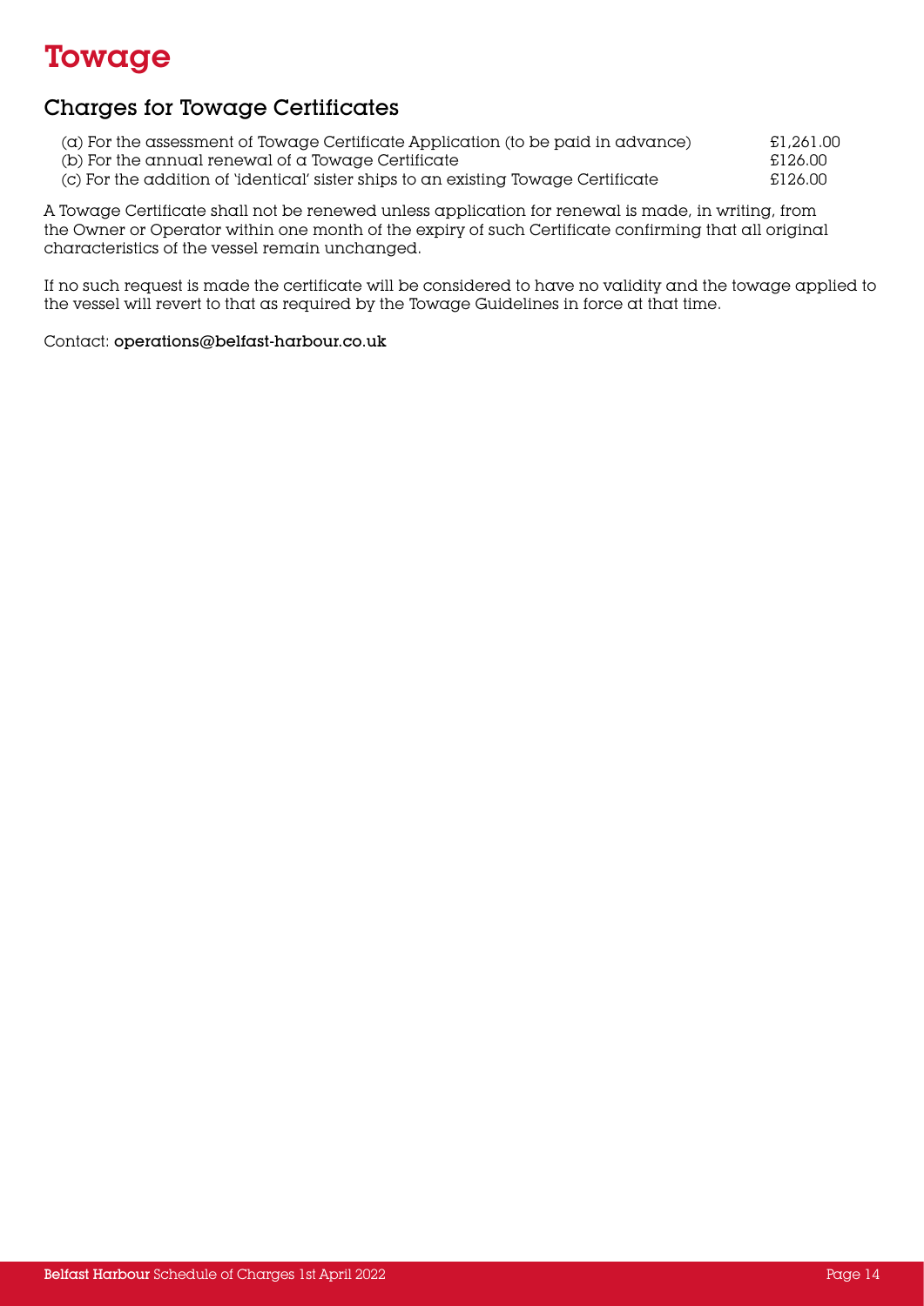# Towage

## Charges for Towage Certificates

| | |
|---|---|
| (a) For the assessment of Towage Certificate Application (to be paid in advance) | £1,261.00 |
| (b) For the annual renewal of a Towage Certificate | £126.00 |
| (c) For the addition of 'identical' sister ships to an existing Towage Certificate | £126.00 |

A Towage Certificate shall not be renewed unless application for renewal is made, in writing, from the Owner or Operator within one month of the expiry of such Certificate confirming that all original characteristics of the vessel remain unchanged.

If no such request is made the certificate will be considered to have no validity and the towage applied to the vessel will revert to that as required by the Towage Guidelines in force at that time.

Contact: **operations@belfast-harbour.co.uk**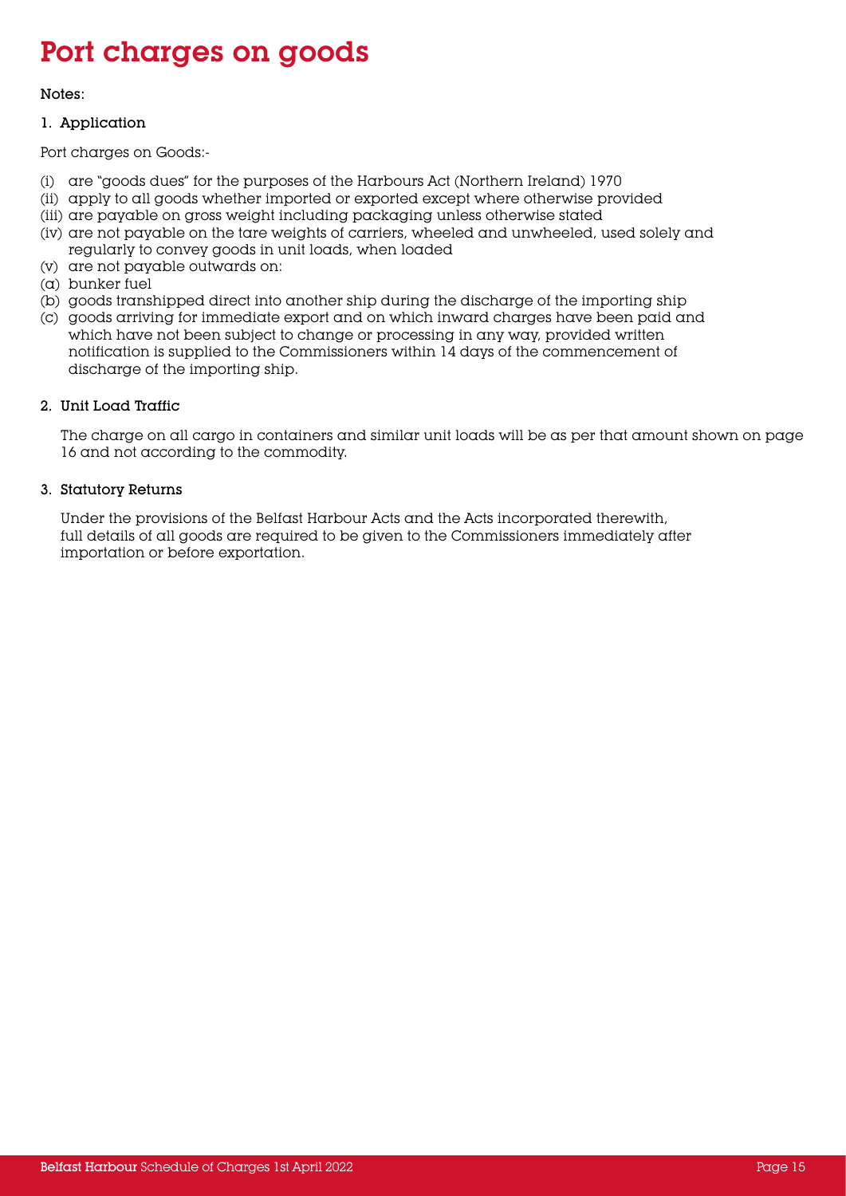# Port charges on goods

Notes:

1. Application

Port charges on Goods:-

(i) are "goods dues" for the purposes of the Harbours Act (Northern Ireland) 1970
(ii) apply to all goods whether imported or exported except where otherwise provided
(iii) are payable on gross weight including packaging unless otherwise stated
(iv) are not payable on the tare weights of carriers, wheeled and unwheeled, used solely and regularly to convey goods in unit loads, when loaded
(v) are not payable outwards on:
(a) bunker fuel
(b) goods transhipped direct into another ship during the discharge of the importing ship
(c) goods arriving for immediate export and on which inward charges have been paid and which have not been subject to change or processing in any way, provided written notification is supplied to the Commissioners within 14 days of the commencement of discharge of the importing ship.

2. Unit Load Traffic

The charge on all cargo in containers and similar unit loads will be as per that amount shown on page 16 and not according to the commodity.

3. Statutory Returns

Under the provisions of the Belfast Harbour Acts and the Acts incorporated therewith, full details of all goods are required to be given to the Commissioners immediately after importation or before exportation.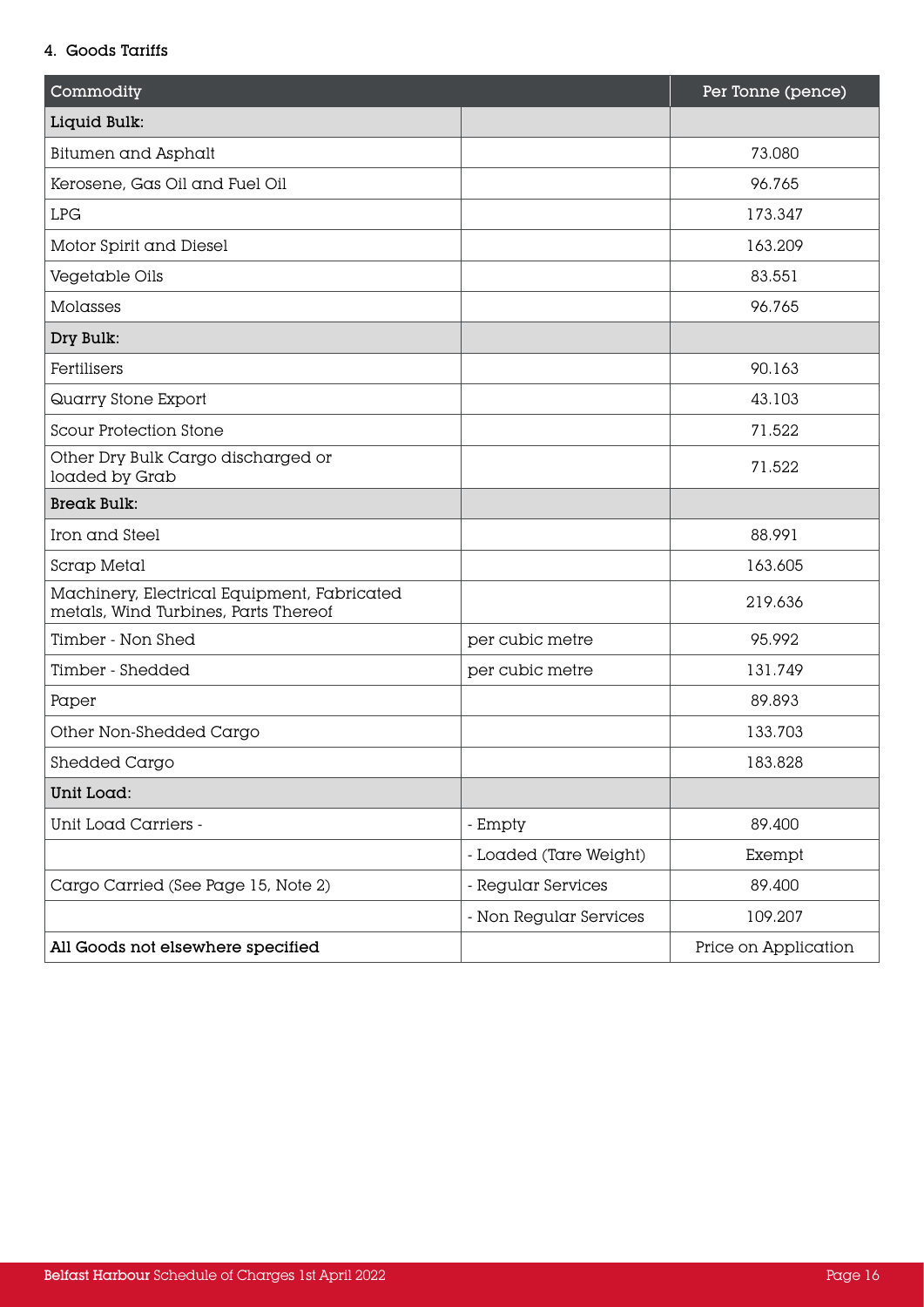## 4. Goods Tariffs

| Commodity | | Per Tonne (pence) |
|---|---|---|
| **Liquid Bulk:** | | |
| Bitumen and Asphalt | | 73.080 |
| Kerosene, Gas Oil and Fuel Oil | | 96.765 |
| LPG | | 173.347 |
| Motor Spirit and Diesel | | 163.209 |
| Vegetable Oils | | 83.551 |
| Molasses | | 96.765 |
| **Dry Bulk:** | | |
| Fertilisers | | 90.163 |
| Quarry Stone Export | | 43.103 |
| Scour Protection Stone | | 71.522 |
| Other Dry Bulk Cargo discharged or loaded by Grab | | 71.522 |
| **Break Bulk:** | | |
| Iron and Steel | | 88.991 |
| Scrap Metal | | 163.605 |
| Machinery, Electrical Equipment, Fabricated metals, Wind Turbines, Parts Thereof | | 219.636 |
| Timber - Non Shed | per cubic metre | 95.992 |
| Timber - Shedded | per cubic metre | 131.749 |
| Paper | | 89.893 |
| Other Non-Shedded Cargo | | 133.703 |
| Shedded Cargo | | 183.828 |
| **Unit Load:** | | |
| Unit Load Carriers - | - Empty | 89.400 |
| | - Loaded (Tare Weight) | Exempt |
| Cargo Carried (See Page 15, Note 2) | - Regular Services | 89.400 |
| | - Non Regular Services | 109.207 |
| **All Goods not elsewhere specified** | | Price on Application |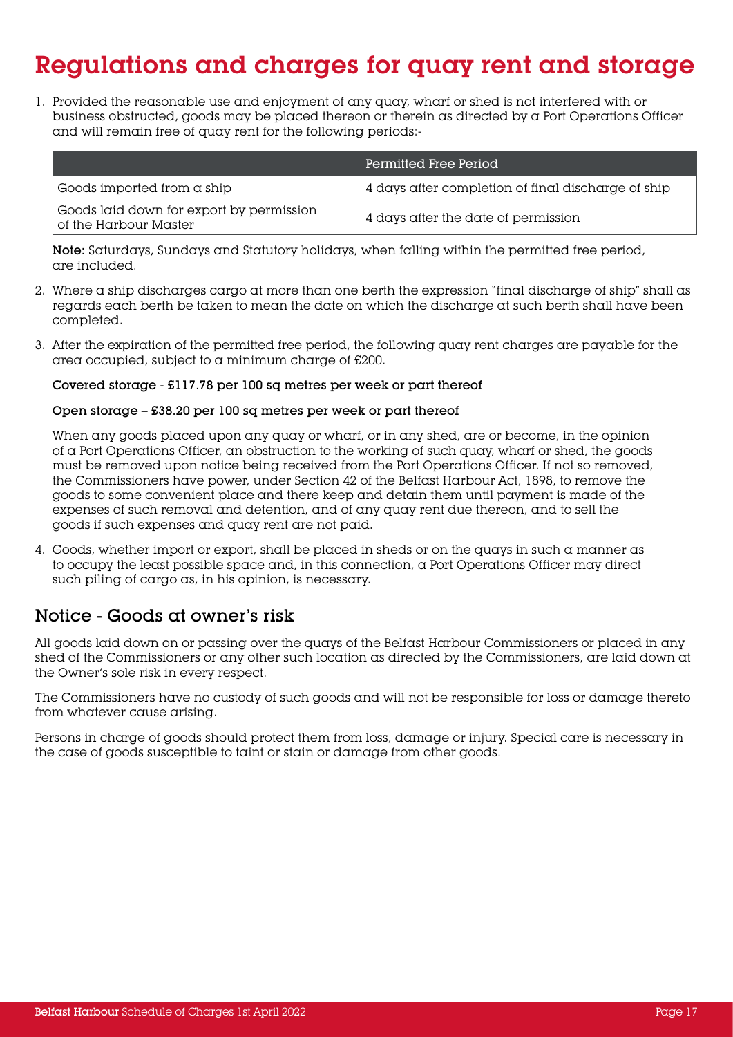# Regulations and charges for quay rent and storage

1. Provided the reasonable use and enjoyment of any quay, wharf or shed is not interfered with or business obstructed, goods may be placed thereon or therein as directed by a Port Operations Officer and will remain free of quay rent for the following periods:-

| | Permitted Free Period |
|---|---|
| Goods imported from a ship | 4 days after completion of final discharge of ship |
| Goods laid down for export by permission of the Harbour Master | 4 days after the date of permission |

**Note:** Saturdays, Sundays and Statutory holidays, when falling within the permitted free period, are included.

2. Where a ship discharges cargo at more than one berth the expression "final discharge of ship" shall as regards each berth be taken to mean the date on which the discharge at such berth shall have been completed.

3. After the expiration of the permitted free period, the following quay rent charges are payable for the area occupied, subject to a minimum charge of £200.

   **Covered storage - £117.78 per 100 sq metres per week or part thereof**

   **Open storage – £38.20 per 100 sq metres per week or part thereof**

   When any goods placed upon any quay or wharf, or in any shed, are or become, in the opinion of a Port Operations Officer, an obstruction to the working of such quay, wharf or shed, the goods must be removed upon notice being received from the Port Operations Officer. If not so removed, the Commissioners have power, under Section 42 of the Belfast Harbour Act, 1898, to remove the goods to some convenient place and there keep and detain them until payment is made of the expenses of such removal and detention, and of any quay rent due thereon, and to sell the goods if such expenses and quay rent are not paid.

4. Goods, whether import or export, shall be placed in sheds or on the quays in such a manner as to occupy the least possible space and, in this connection, a Port Operations Officer may direct such piling of cargo as, in his opinion, is necessary.

## Notice - Goods at owner's risk

All goods laid down on or passing over the quays of the Belfast Harbour Commissioners or placed in any shed of the Commissioners or any other such location as directed by the Commissioners, are laid down at the Owner's sole risk in every respect.

The Commissioners have no custody of such goods and will not be responsible for loss or damage thereto from whatever cause arising.

Persons in charge of goods should protect them from loss, damage or injury. Special care is necessary in the case of goods susceptible to taint or stain or damage from other goods.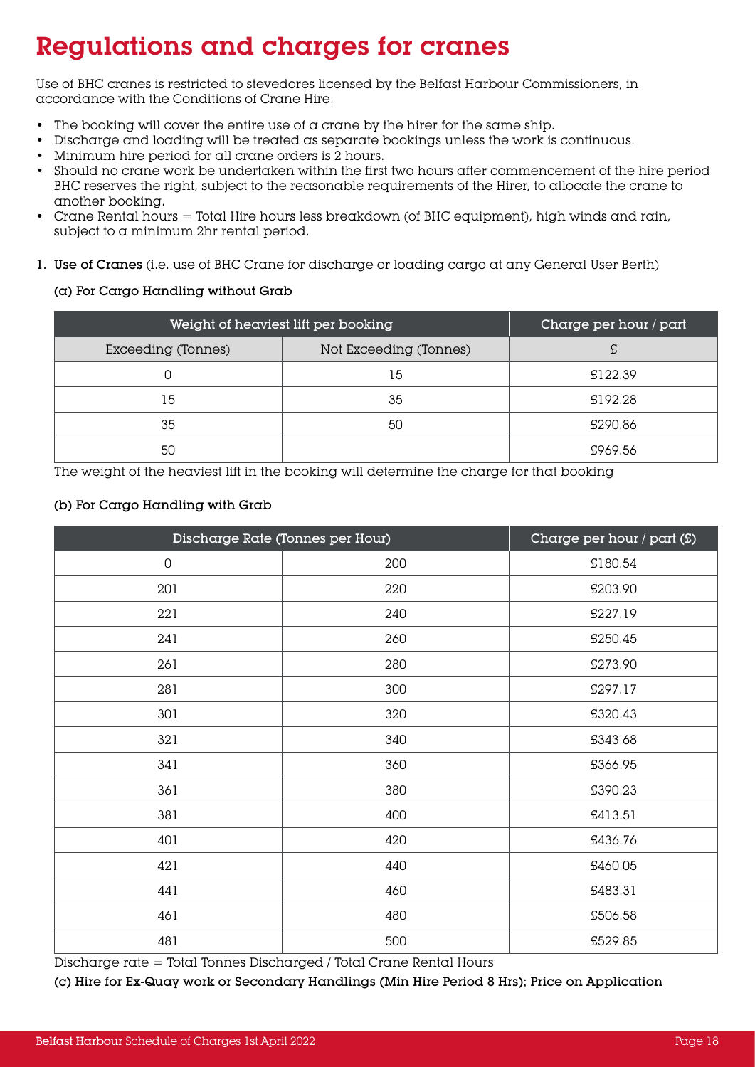# Regulations and charges for cranes

Use of BHC cranes is restricted to stevedores licensed by the Belfast Harbour Commissioners, in accordance with the Conditions of Crane Hire.

- The booking will cover the entire use of a crane by the hirer for the same ship.
- Discharge and loading will be treated as separate bookings unless the work is continuous.
- Minimum hire period for all crane orders is 2 hours.
- Should no crane work be undertaken within the first two hours after commencement of the hire period BHC reserves the right, subject to the reasonable requirements of the Hirer, to allocate the crane to another booking.
- Crane Rental hours = Total Hire hours less breakdown (of BHC equipment), high winds and rain, subject to a minimum 2hr rental period.

1. **Use of Cranes** (i.e. use of BHC Crane for discharge or loading cargo at any General User Berth)

**(a) For Cargo Handling without Grab**

| Weight of heaviest lift per booking | | Charge per hour / part |
|---|---|---|
| Exceeding (Tonnes) | Not Exceeding (Tonnes) | £ |
| 0 | 15 | £122.39 |
| 15 | 35 | £192.28 |
| 35 | 50 | £290.86 |
| 50 | | £969.56 |

The weight of the heaviest lift in the booking will determine the charge for that booking

**(b) For Cargo Handling with Grab**

| Discharge Rate (Tonnes per Hour) | | Charge per hour / part (£) |
|---|---|---|
| 0 | 200 | £180.54 |
| 201 | 220 | £203.90 |
| 221 | 240 | £227.19 |
| 241 | 260 | £250.45 |
| 261 | 280 | £273.90 |
| 281 | 300 | £297.17 |
| 301 | 320 | £320.43 |
| 321 | 340 | £343.68 |
| 341 | 360 | £366.95 |
| 361 | 380 | £390.23 |
| 381 | 400 | £413.51 |
| 401 | 420 | £436.76 |
| 421 | 440 | £460.05 |
| 441 | 460 | £483.31 |
| 461 | 480 | £506.58 |
| 481 | 500 | £529.85 |

Discharge rate = Total Tonnes Discharged / Total Crane Rental Hours

**(c) Hire for Ex-Quay work or Secondary Handlings (Min Hire Period 8 Hrs); Price on Application**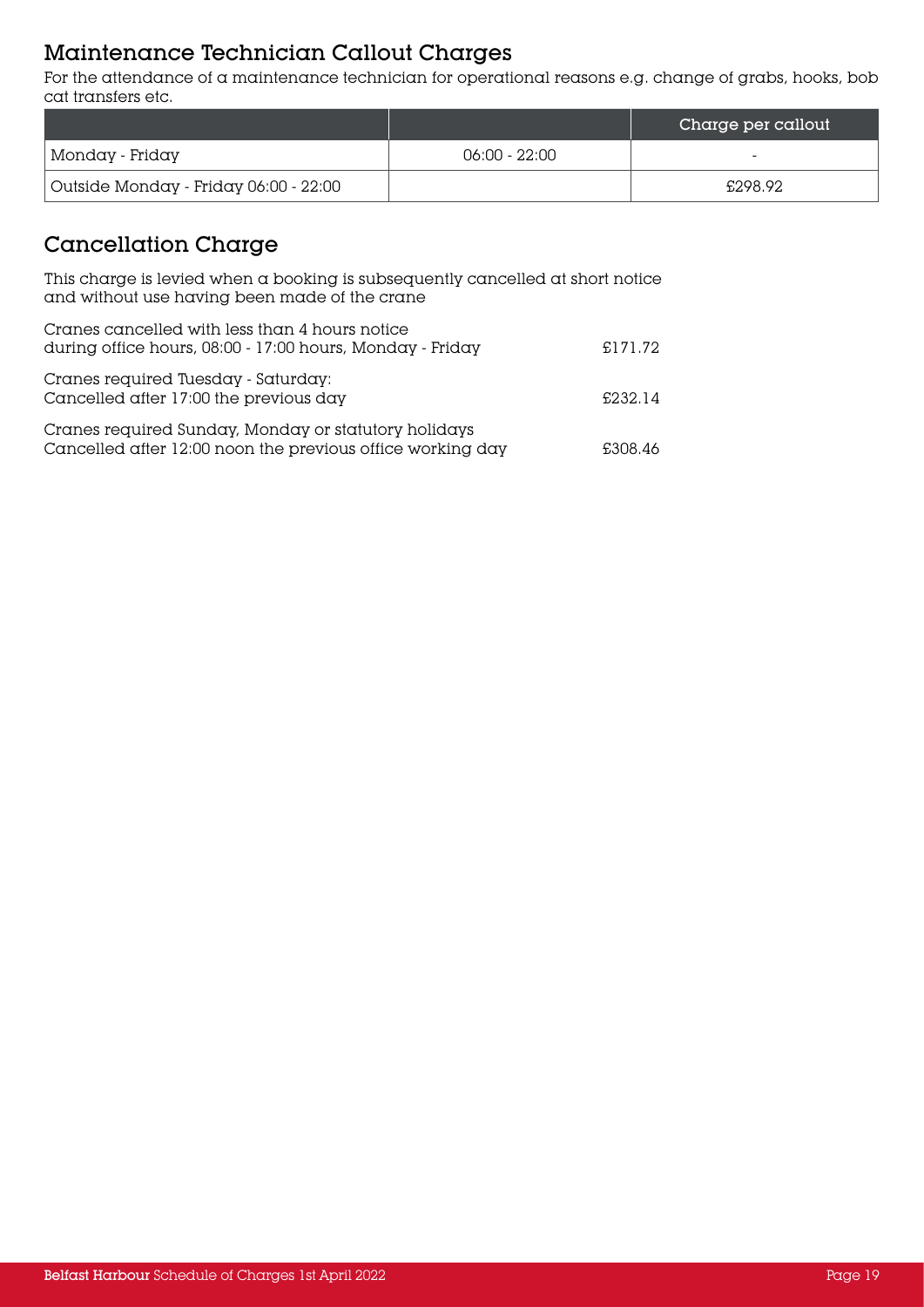## Maintenance Technician Callout Charges

For the attendance of a maintenance technician for operational reasons e.g. change of grabs, hooks, bob cat transfers etc.

| | | Charge per callout |
|---|---|---|
| Monday - Friday | 06:00 - 22:00 | - |
| Outside Monday - Friday 06:00 - 22:00 | | £298.92 |

## Cancellation Charge

This charge is levied when a booking is subsequently cancelled at short notice and without use having been made of the crane

| | |
|---|---|
| Cranes cancelled with less than 4 hours notice during office hours, 08:00 - 17:00 hours, Monday - Friday | £171.72 |
| Cranes required Tuesday - Saturday: Cancelled after 17:00 the previous day | £232.14 |
| Cranes required Sunday, Monday or statutory holidays Cancelled after 12:00 noon the previous office working day | £308.46 |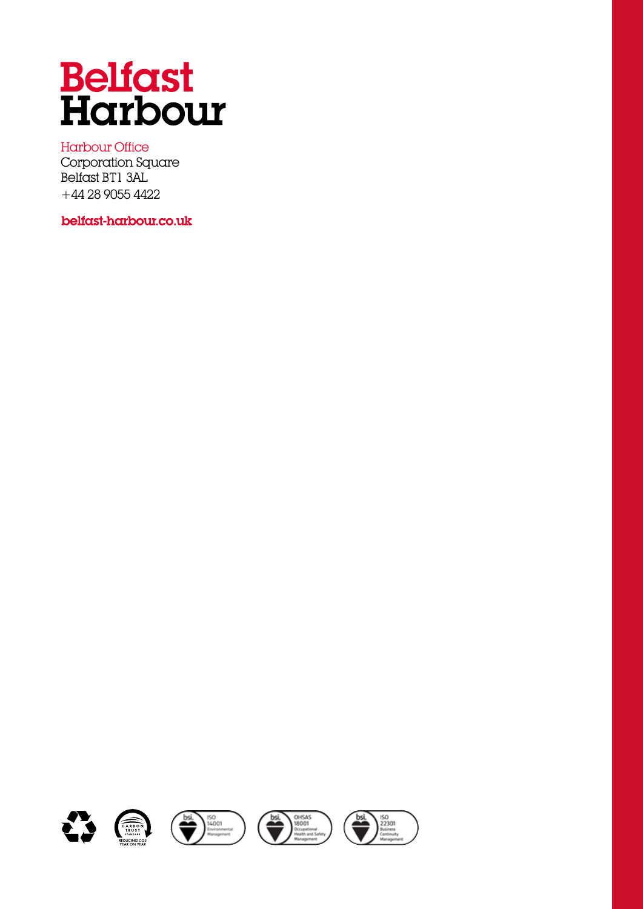# Belfast Harbour

Harbour Office
Corporation Square
Belfast BT1 3AL
+44 28 9055 4422

**belfast-harbour.co.uk**

CARBON TRUST STANDARD
REDUCING CO2 YEAR ON YEAR

bsi. ISO 14001 Environmental Management

bsi. OHSAS 18001 Occupational Health and Safety Management

bsi. ISO 22301 Business Continuity Management